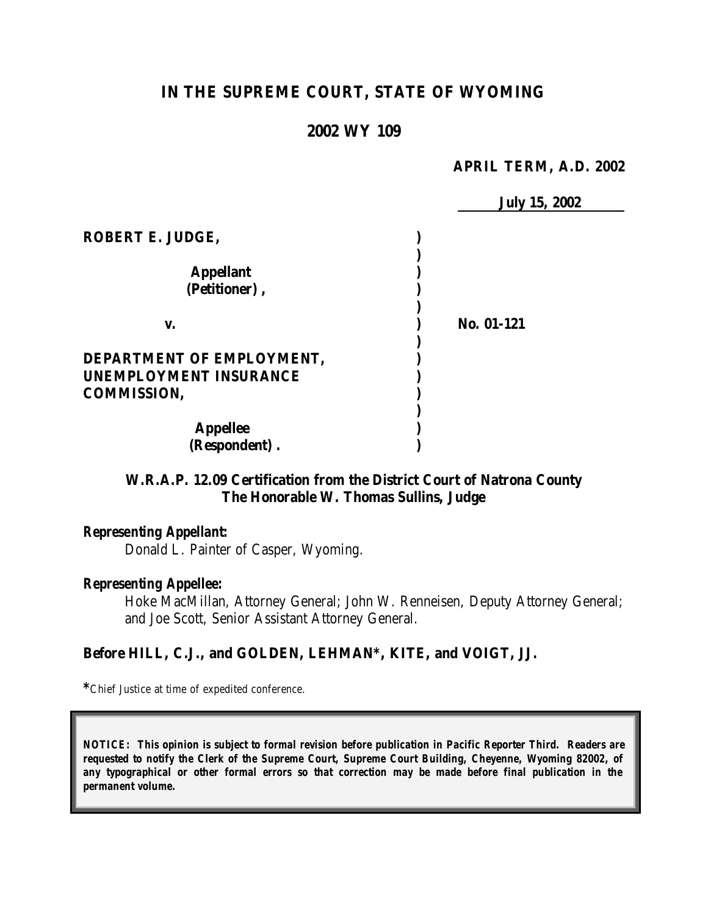# IN THE SUPREME COURT, STATE OF WYOMING

## 2002 WY 109

**APRIL TERM, A.D. 2002**

**July 15, 2002**

| | | |
|---|---|---|
| **ROBERT E. JUDGE,** | ) | |
| | ) | |
| **Appellant** | ) | |
| **(Petitioner),** | ) | |
| | ) | |
| **v.** | ) | **No. 01-121** |
| | ) | |
| **DEPARTMENT OF EMPLOYMENT, UNEMPLOYMENT INSURANCE COMMISSION,** | ) | |
| | ) | |
| **Appellee** | ) | |
| **(Respondent).** | ) | |

**W.R.A.P. 12.09 Certification from the District Court of Natrona County**
**The Honorable W. Thomas Sullins, Judge**

***Representing Appellant:***

Donald L. Painter of Casper, Wyoming.

***Representing Appellee:***

Hoke MacMillan, Attorney General; John W. Renneisen, Deputy Attorney General; and Joe Scott, Senior Assistant Attorney General.

**Before HILL, C.J., and GOLDEN, LEHMAN\*, KITE, and VOIGT, JJ.**

*\*Chief Justice at time of expedited conference.*

***NOTICE: This opinion is subject to formal revision before publication in Pacific Reporter Third. Readers are requested to notify the Clerk of the Supreme Court, Supreme Court Building, Cheyenne, Wyoming 82002, of any typographical or other formal errors so that correction may be made before final publication in the permanent volume.***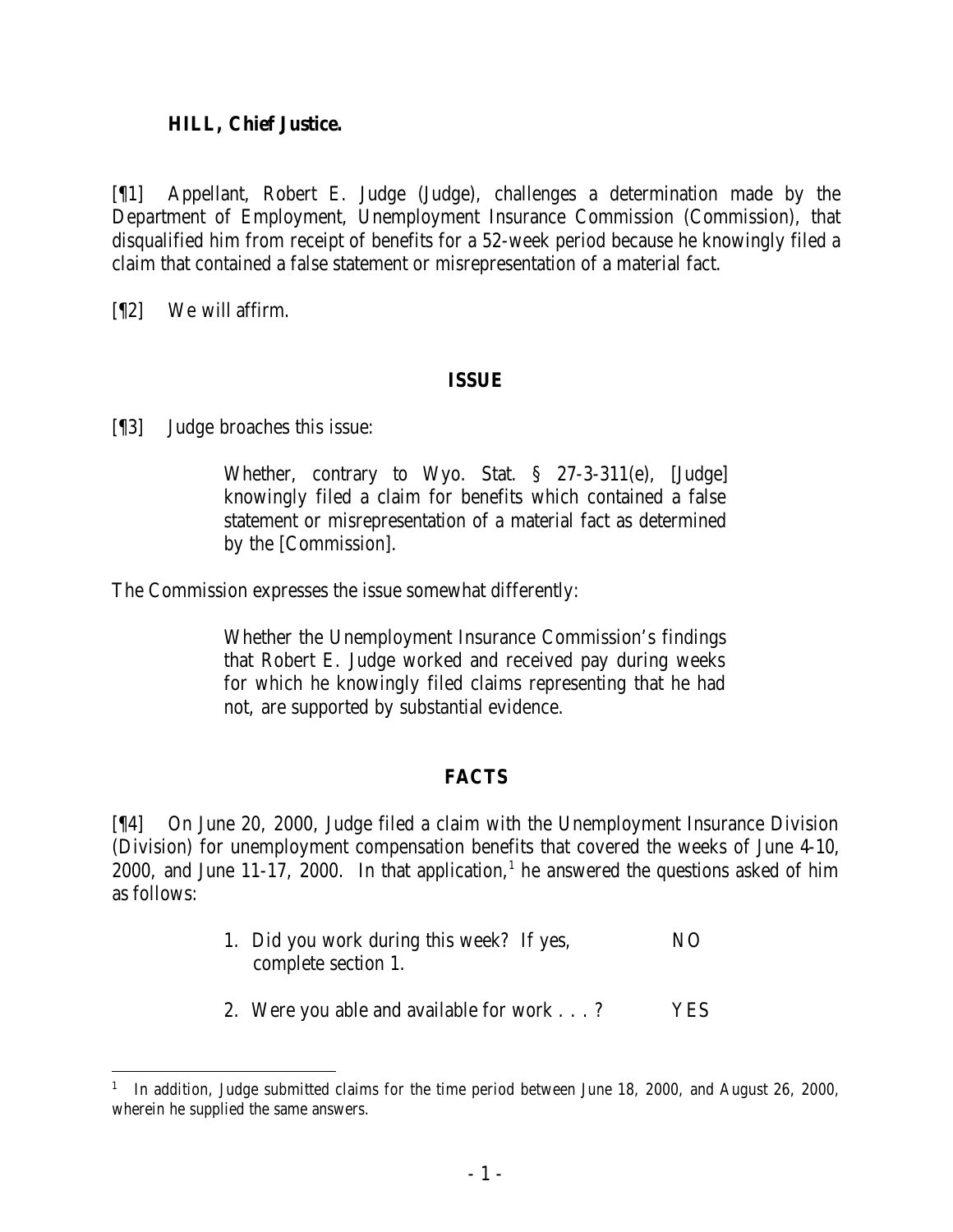**HILL, Chief Justice.**

[¶1] Appellant, Robert E. Judge (Judge), challenges a determination made by the Department of Employment, Unemployment Insurance Commission (Commission), that disqualified him from receipt of benefits for a 52-week period because he knowingly filed a claim that contained a false statement or misrepresentation of a material fact.

[¶2] We will affirm.

## ISSUE

[¶3] Judge broaches this issue:

> Whether, contrary to Wyo. Stat. § 27-3-311(e), [Judge] knowingly filed a claim for benefits which contained a false statement or misrepresentation of a material fact as determined by the [Commission].

The Commission expresses the issue somewhat differently:

> Whether the Unemployment Insurance Commission's findings that Robert E. Judge worked and received pay during weeks for which he knowingly filed claims representing that he had not, are supported by substantial evidence.

## FACTS

[¶4] On June 20, 2000, Judge filed a claim with the Unemployment Insurance Division (Division) for unemployment compensation benefits that covered the weeks of June 4-10, 2000, and June 11-17, 2000. In that application,[1] he answered the questions asked of him as follows:

> 1. Did you work during this week? If yes, complete section 1. NO
>
> 2. Were you able and available for work . . . ? YES

[1] In addition, Judge submitted claims for the time period between June 18, 2000, and August 26, 2000, wherein he supplied the same answers.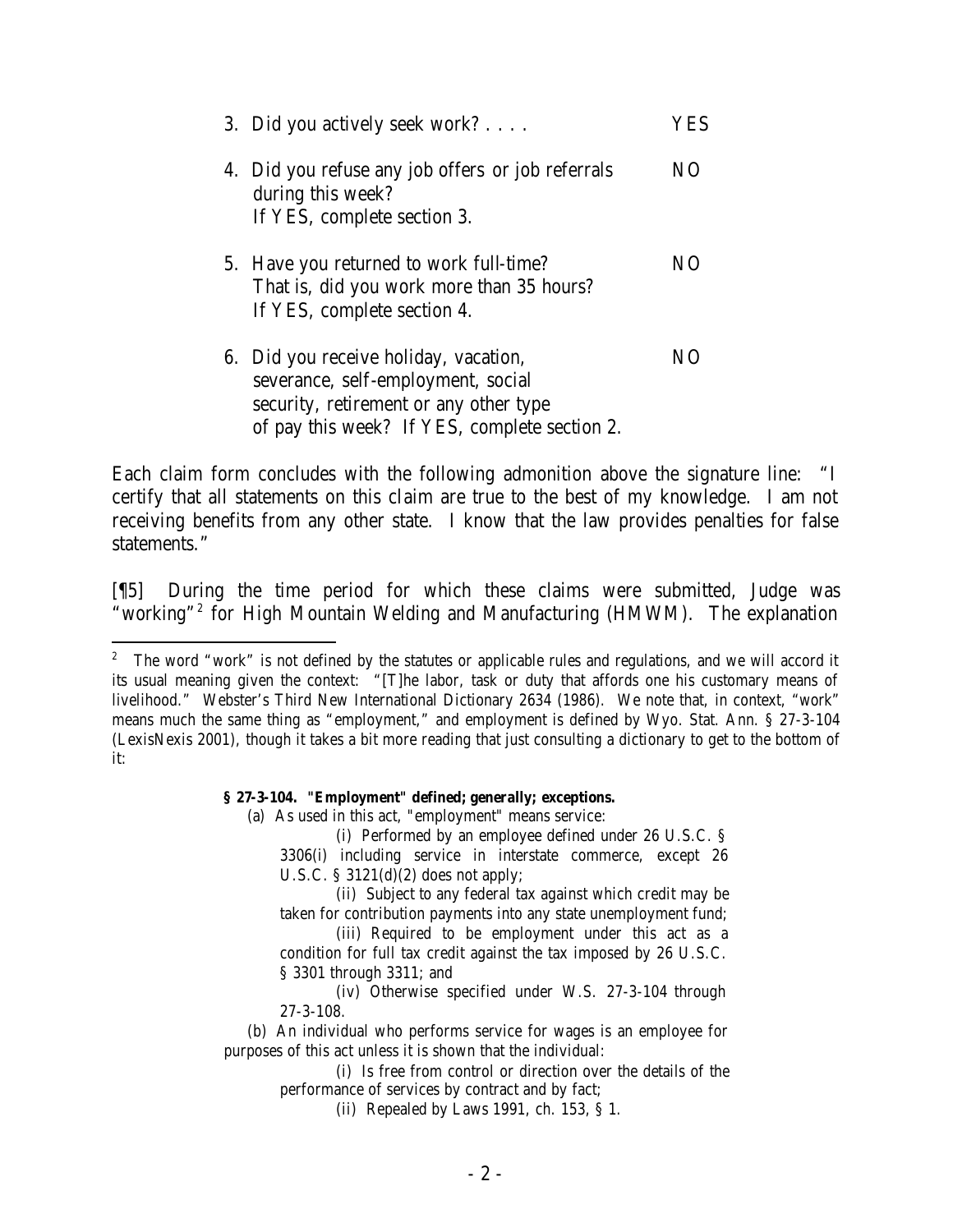3. Did you actively seek work? . . . . YES

4. Did you refuse any job offers or job referrals during this week? If YES, complete section 3. NO

5. Have you returned to work full-time? That is, did you work more than 35 hours? If YES, complete section 4. NO

6. Did you receive holiday, vacation, severance, self-employment, social security, retirement or any other type of pay this week? If YES, complete section 2. NO

Each claim form concludes with the following admonition above the signature line: "I certify that all statements on this claim are true to the best of my knowledge. I am not receiving benefits from any other state. I know that the law provides penalties for false statements."

[¶5] During the time period for which these claims were submitted, Judge was "working"[2] for High Mountain Welding and Manufacturing (HMWM). The explanation

---

[2] The word "work" is not defined by the statutes or applicable rules and regulations, and we will accord it its usual meaning given the context: "[T]he labor, task or duty that affords one his customary means of livelihood." Webster's Third New International Dictionary 2634 (1986). We note that, in context, "work" means much the same thing as "employment," and employment is defined by Wyo. Stat. Ann. § 27-3-104 (LexisNexis 2001), though it takes a bit more reading that just consulting a dictionary to get to the bottom of it:

> **§ 27-3-104. "Employment" defined; generally; exceptions.**
>
> (a) As used in this act, "employment" means service:
>
> (i) Performed by an employee defined under 26 U.S.C. § 3306(i) including service in interstate commerce, except 26 U.S.C. § 3121(d)(2) does not apply;
>
> (ii) Subject to any federal tax against which credit may be taken for contribution payments into any state unemployment fund;
>
> (iii) Required to be employment under this act as a condition for full tax credit against the tax imposed by 26 U.S.C. § 3301 through 3311; and
>
> (iv) Otherwise specified under W.S. 27-3-104 through 27-3-108.
>
> (b) An individual who performs service for wages is an employee for purposes of this act unless it is shown that the individual:
>
> (i) Is free from control or direction over the details of the performance of services by contract and by fact;
>
> (ii) Repealed by Laws 1991, ch. 153, § 1.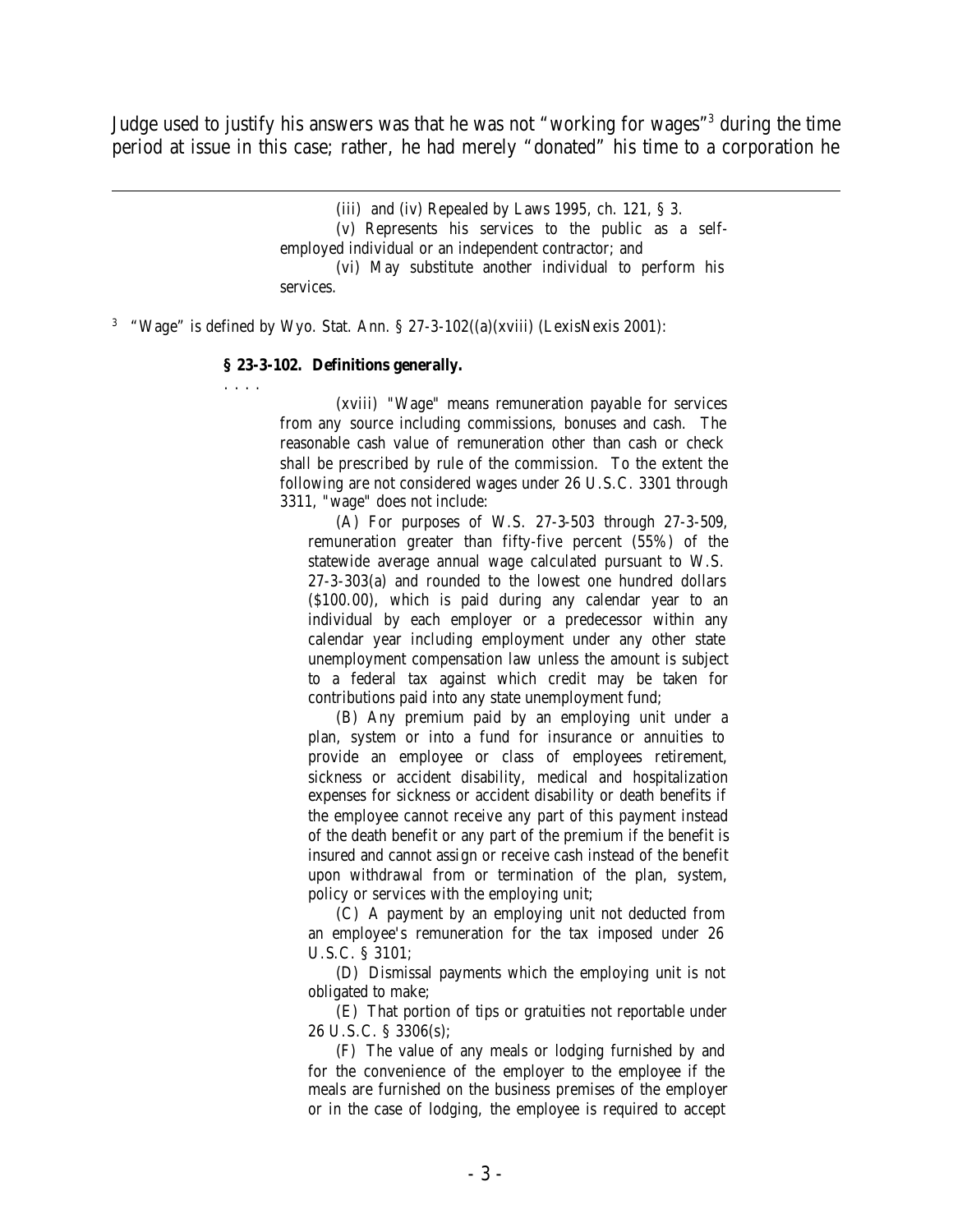Judge used to justify his answers was that he was not "working for wages"[3] during the time period at issue in this case; rather, he had merely "donated" his time to a corporation he

> (iii) and (iv) Repealed by Laws 1995, ch. 121, § 3.
>
> (v) Represents his services to the public as a self-employed individual or an independent contractor; and
>
> (vi) May substitute another individual to perform his services.

[3] "Wage" is defined by Wyo. Stat. Ann. § 27-3-102((a)(xviii) (LexisNexis 2001):

> **§ 23-3-102. Definitions generally.**
>
> . . . .
>
> (xviii) "Wage" means remuneration payable for services from any source including commissions, bonuses and cash. The reasonable cash value of remuneration other than cash or check shall be prescribed by rule of the commission. To the extent the following are not considered wages under 26 U.S.C. 3301 through 3311, "wage" does not include:
>
> (A) For purposes of W.S. 27-3-503 through 27-3-509, remuneration greater than fifty-five percent (55%) of the statewide average annual wage calculated pursuant to W.S. 27-3-303(a) and rounded to the lowest one hundred dollars ($100.00), which is paid during any calendar year to an individual by each employer or a predecessor within any calendar year including employment under any other state unemployment compensation law unless the amount is subject to a federal tax against which credit may be taken for contributions paid into any state unemployment fund;
>
> (B) Any premium paid by an employing unit under a plan, system or into a fund for insurance or annuities to provide an employee or class of employees retirement, sickness or accident disability, medical and hospitalization expenses for sickness or accident disability or death benefits if the employee cannot receive any part of this payment instead of the death benefit or any part of the premium if the benefit is insured and cannot assign or receive cash instead of the benefit upon withdrawal from or termination of the plan, system, policy or services with the employing unit;
>
> (C) A payment by an employing unit not deducted from an employee's remuneration for the tax imposed under 26 U.S.C. § 3101;
>
> (D) Dismissal payments which the employing unit is not obligated to make;
>
> (E) That portion of tips or gratuities not reportable under 26 U.S.C. § 3306(s);
>
> (F) The value of any meals or lodging furnished by and for the convenience of the employer to the employee if the meals are furnished on the business premises of the employer or in the case of lodging, the employee is required to accept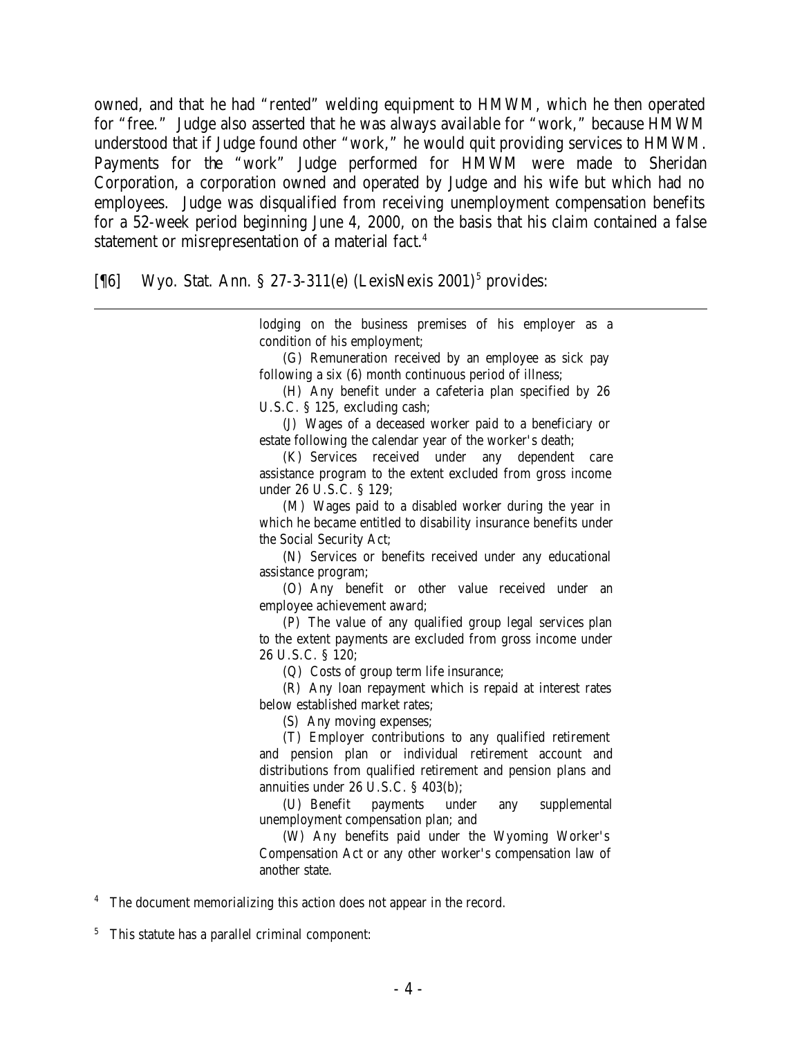owned, and that he had "rented" welding equipment to HMWM, which he then operated for "free." Judge also asserted that he was always available for "work," because HMWM understood that if Judge found other "work," he would quit providing services to HMWM. Payments for the "work" Judge performed for HMWM were made to Sheridan Corporation, a corporation owned and operated by Judge and his wife but which had no employees. Judge was disqualified from receiving unemployment compensation benefits for a 52-week period beginning June 4, 2000, on the basis that his claim contained a false statement or misrepresentation of a material fact.[4]

[¶6] Wyo. Stat. Ann. § 27-3-311(e) (LexisNexis 2001)[5] provides:

---

> lodging on the business premises of his employer as a condition of his employment;
>
> (G) Remuneration received by an employee as sick pay following a six (6) month continuous period of illness;
>
> (H) Any benefit under a cafeteria plan specified by 26 U.S.C. § 125, excluding cash;
>
> (J) Wages of a deceased worker paid to a beneficiary or estate following the calendar year of the worker's death;
>
> (K) Services received under any dependent care assistance program to the extent excluded from gross income under 26 U.S.C. § 129;
>
> (M) Wages paid to a disabled worker during the year in which he became entitled to disability insurance benefits under the Social Security Act;
>
> (N) Services or benefits received under any educational assistance program;
>
> (O) Any benefit or other value received under an employee achievement award;
>
> (P) The value of any qualified group legal services plan to the extent payments are excluded from gross income under 26 U.S.C. § 120;
>
> (Q) Costs of group term life insurance;
>
> (R) Any loan repayment which is repaid at interest rates below established market rates;
>
> (S) Any moving expenses;
>
> (T) Employer contributions to any qualified retirement and pension plan or individual retirement account and distributions from qualified retirement and pension plans and annuities under 26 U.S.C. § 403(b);
>
> (U) Benefit payments under any supplemental unemployment compensation plan; and
>
> (W) Any benefits paid under the Wyoming Worker's Compensation Act or any other worker's compensation law of another state.

[4] The document memorializing this action does not appear in the record.

[5] This statute has a parallel criminal component: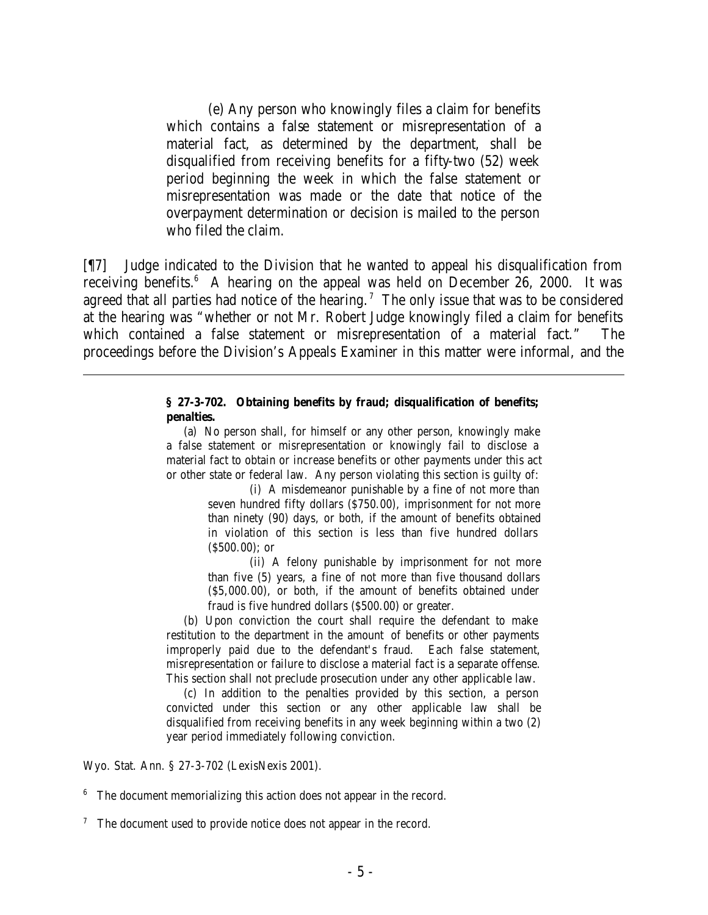> (e) Any person who knowingly files a claim for benefits which contains a false statement or misrepresentation of a material fact, as determined by the department, shall be disqualified from receiving benefits for a fifty-two (52) week period beginning the week in which the false statement or misrepresentation was made or the date that notice of the overpayment determination or decision is mailed to the person who filed the claim.

[¶7] Judge indicated to the Division that he wanted to appeal his disqualification from receiving benefits.[6] A hearing on the appeal was held on December 26, 2000. It was agreed that all parties had notice of the hearing.[7] The only issue that was to be considered at the hearing was "whether or not Mr. Robert Judge knowingly filed a claim for benefits which contained a false statement or misrepresentation of a material fact." The proceedings before the Division's Appeals Examiner in this matter were informal, and the

---

> **§ 27-3-702. Obtaining benefits by fraud; disqualification of benefits; penalties.**
>
> (a) No person shall, for himself or any other person, knowingly make a false statement or misrepresentation or knowingly fail to disclose a material fact to obtain or increase benefits or other payments under this act or other state or federal law. Any person violating this section is guilty of:
>
> > (i) A misdemeanor punishable by a fine of not more than seven hundred fifty dollars ($750.00), imprisonment for not more than ninety (90) days, or both, if the amount of benefits obtained in violation of this section is less than five hundred dollars ($500.00); or
> >
> > (ii) A felony punishable by imprisonment for not more than five (5) years, a fine of not more than five thousand dollars ($5,000.00), or both, if the amount of benefits obtained under fraud is five hundred dollars ($500.00) or greater.
>
> (b) Upon conviction the court shall require the defendant to make restitution to the department in the amount of benefits or other payments improperly paid due to the defendant's fraud. Each false statement, misrepresentation or failure to disclose a material fact is a separate offense. This section shall not preclude prosecution under any other applicable law.
>
> (c) In addition to the penalties provided by this section, a person convicted under this section or any other applicable law shall be disqualified from receiving benefits in any week beginning within a two (2) year period immediately following conviction.

Wyo. Stat. Ann. § 27-3-702 (LexisNexis 2001).

[6] The document memorializing this action does not appear in the record.

[7] The document used to provide notice does not appear in the record.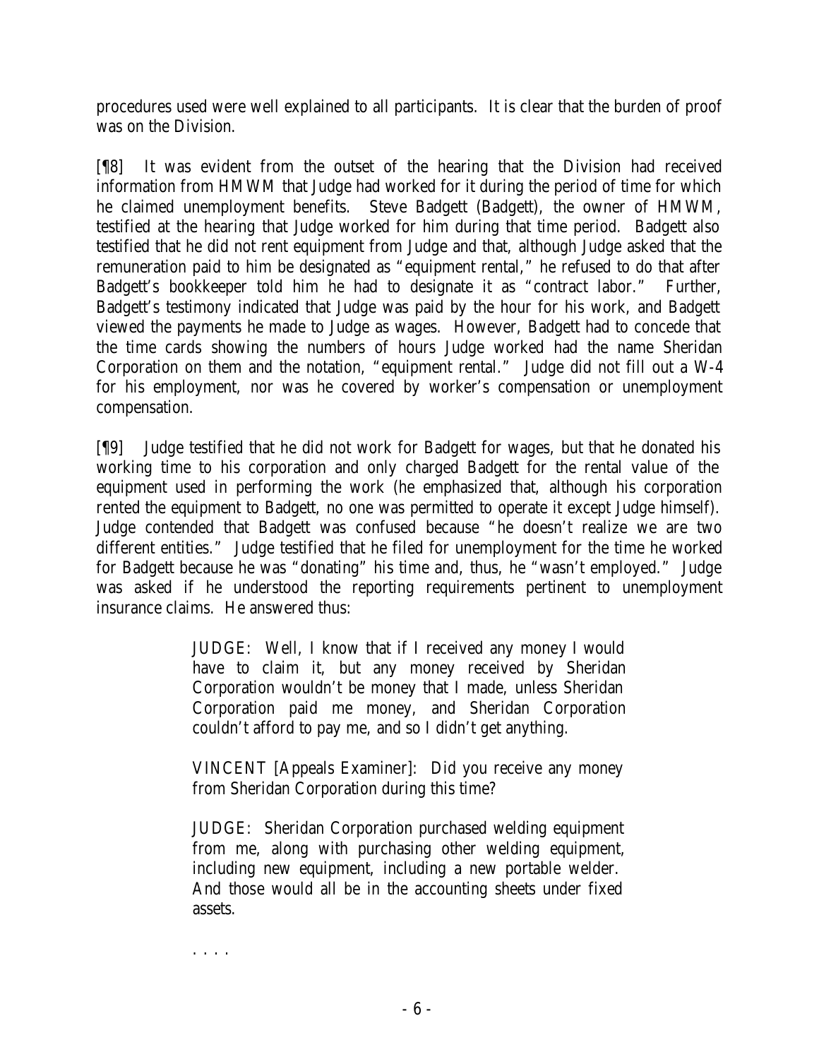procedures used were well explained to all participants. It is clear that the burden of proof was on the Division.

[¶8] It was evident from the outset of the hearing that the Division had received information from HMWM that Judge had worked for it during the period of time for which he claimed unemployment benefits. Steve Badgett (Badgett), the owner of HMWM, testified at the hearing that Judge worked for him during that time period. Badgett also testified that he did not rent equipment from Judge and that, although Judge asked that the remuneration paid to him be designated as "equipment rental," he refused to do that after Badgett's bookkeeper told him he had to designate it as "contract labor." Further, Badgett's testimony indicated that Judge was paid by the hour for his work, and Badgett viewed the payments he made to Judge as wages. However, Badgett had to concede that the time cards showing the numbers of hours Judge worked had the name Sheridan Corporation on them and the notation, "equipment rental." Judge did not fill out a W-4 for his employment, nor was he covered by worker's compensation or unemployment compensation.

[¶9] Judge testified that he did not work for Badgett for wages, but that he donated his working time to his corporation and only charged Badgett for the rental value of the equipment used in performing the work (he emphasized that, although his corporation rented the equipment to Badgett, no one was permitted to operate it except Judge himself). Judge contended that Badgett was confused because "he doesn't realize we are two different entities." Judge testified that he filed for unemployment for the time he worked for Badgett because he was "donating" his time and, thus, he "wasn't employed." Judge was asked if he understood the reporting requirements pertinent to unemployment insurance claims. He answered thus:

> JUDGE: Well, I know that if I received any money I would have to claim it, but any money received by Sheridan Corporation wouldn't be money that I made, unless Sheridan Corporation paid me money, and Sheridan Corporation couldn't afford to pay me, and so I didn't get anything.
>
> VINCENT [Appeals Examiner]: Did you receive any money from Sheridan Corporation during this time?
>
> JUDGE: Sheridan Corporation purchased welding equipment from me, along with purchasing other welding equipment, including new equipment, including a new portable welder. And those would all be in the accounting sheets under fixed assets.
>
> . . . .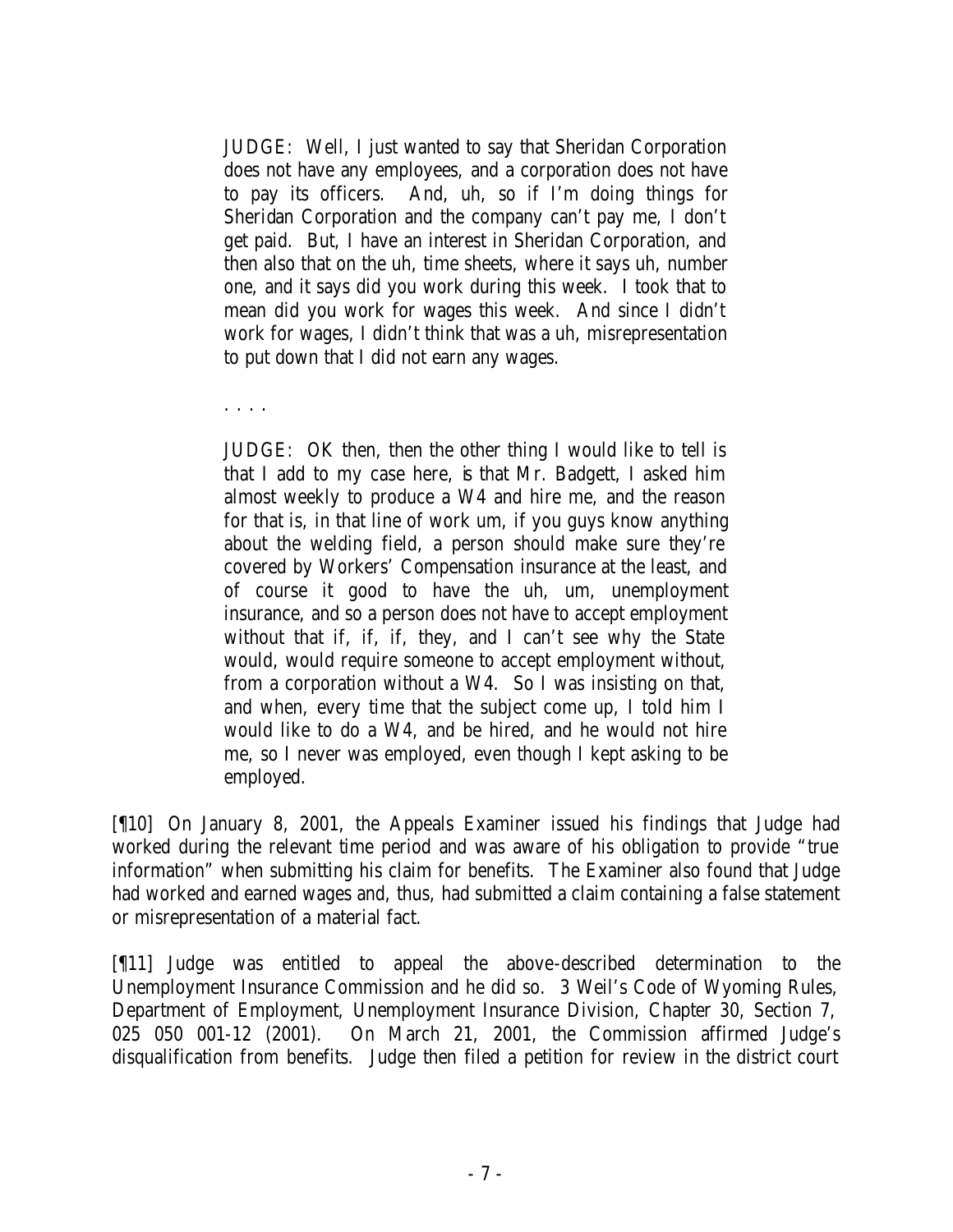> JUDGE: Well, I just wanted to say that Sheridan Corporation does not have any employees, and a corporation does not have to pay its officers. And, uh, so if I'm doing things for Sheridan Corporation and the company can't pay me, I don't get paid. But, I have an interest in Sheridan Corporation, and then also that on the uh, time sheets, where it says uh, number one, and it says did you work during this week. I took that to mean did you work for wages this week. And since I didn't work for wages, I didn't think that was a uh, misrepresentation to put down that I did not earn any wages.
>
> . . . .
>
> JUDGE: OK then, then the other thing I would like to tell is that I add to my case here, is that Mr. Badgett, I asked him almost weekly to produce a W4 and hire me, and the reason for that is, in that line of work um, if you guys know anything about the welding field, a person should make sure they're covered by Workers' Compensation insurance at the least, and of course it good to have the uh, um, unemployment insurance, and so a person does not have to accept employment without that if, if, if, they, and I can't see why the State would, would require someone to accept employment without, from a corporation without a W4. So I was insisting on that, and when, every time that the subject come up, I told him I would like to do a W4, and be hired, and he would not hire me, so I never was employed, even though I kept asking to be employed.

[¶10] On January 8, 2001, the Appeals Examiner issued his findings that Judge had worked during the relevant time period and was aware of his obligation to provide "true information" when submitting his claim for benefits. The Examiner also found that Judge had worked and earned wages and, thus, had submitted a claim containing a false statement or misrepresentation of a material fact.

[¶11] Judge was entitled to appeal the above-described determination to the Unemployment Insurance Commission and he did so. 3 Weil's Code of Wyoming Rules, Department of Employment, Unemployment Insurance Division, Chapter 30, Section 7, 025 050 001-12 (2001). On March 21, 2001, the Commission affirmed Judge's disqualification from benefits. Judge then filed a petition for review in the district court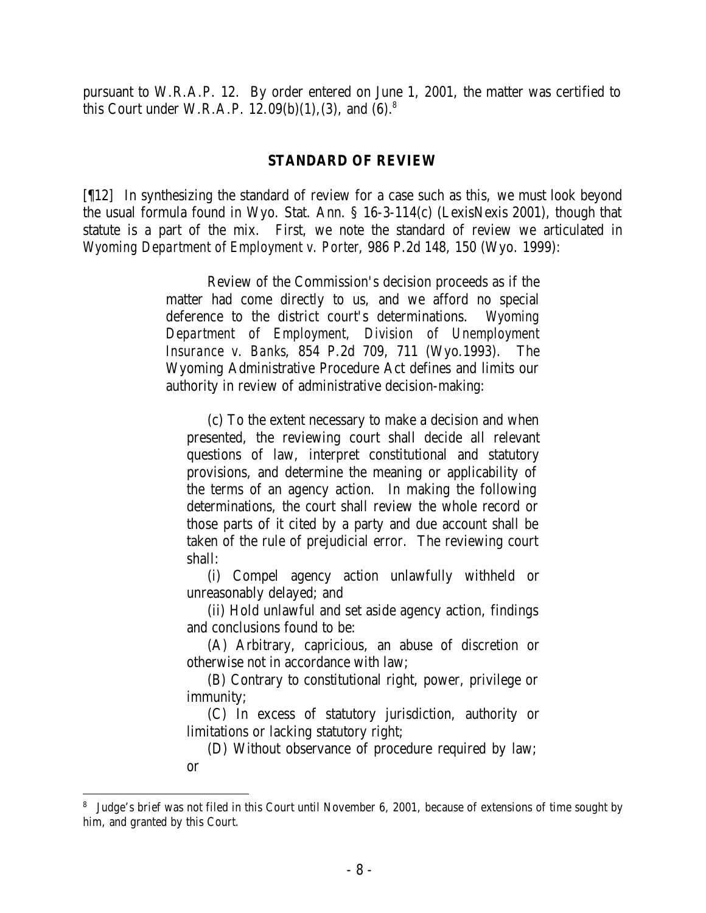pursuant to W.R.A.P. 12. By order entered on June 1, 2001, the matter was certified to this Court under W.R.A.P. 12.09(b)(1),(3), and (6).[8]

## STANDARD OF REVIEW

[¶12] In synthesizing the standard of review for a case such as this, we must look beyond the usual formula found in Wyo. Stat. Ann. § 16-3-114(c) (LexisNexis 2001), though that statute is a part of the mix. First, we note the standard of review we articulated in *Wyoming Department of Employment v. Porter*, 986 P.2d 148, 150 (Wyo. 1999):

> Review of the Commission's decision proceeds as if the matter had come directly to us, and we afford no special deference to the district court's determinations. *Wyoming Department of Employment, Division of Unemployment Insurance v. Banks*, 854 P.2d 709, 711 (Wyo.1993). The Wyoming Administrative Procedure Act defines and limits our authority in review of administrative decision-making:
>
> > (c) To the extent necessary to make a decision and when presented, the reviewing court shall decide all relevant questions of law, interpret constitutional and statutory provisions, and determine the meaning or applicability of the terms of an agency action. In making the following determinations, the court shall review the whole record or those parts of it cited by a party and due account shall be taken of the rule of prejudicial error. The reviewing court shall:
> >
> > (i) Compel agency action unlawfully withheld or unreasonably delayed; and
> >
> > (ii) Hold unlawful and set aside agency action, findings and conclusions found to be:
> >
> > (A) Arbitrary, capricious, an abuse of discretion or otherwise not in accordance with law;
> >
> > (B) Contrary to constitutional right, power, privilege or immunity;
> >
> > (C) In excess of statutory jurisdiction, authority or limitations or lacking statutory right;
> >
> > (D) Without observance of procedure required by law; or

---

[8] Judge's brief was not filed in this Court until November 6, 2001, because of extensions of time sought by him, and granted by this Court.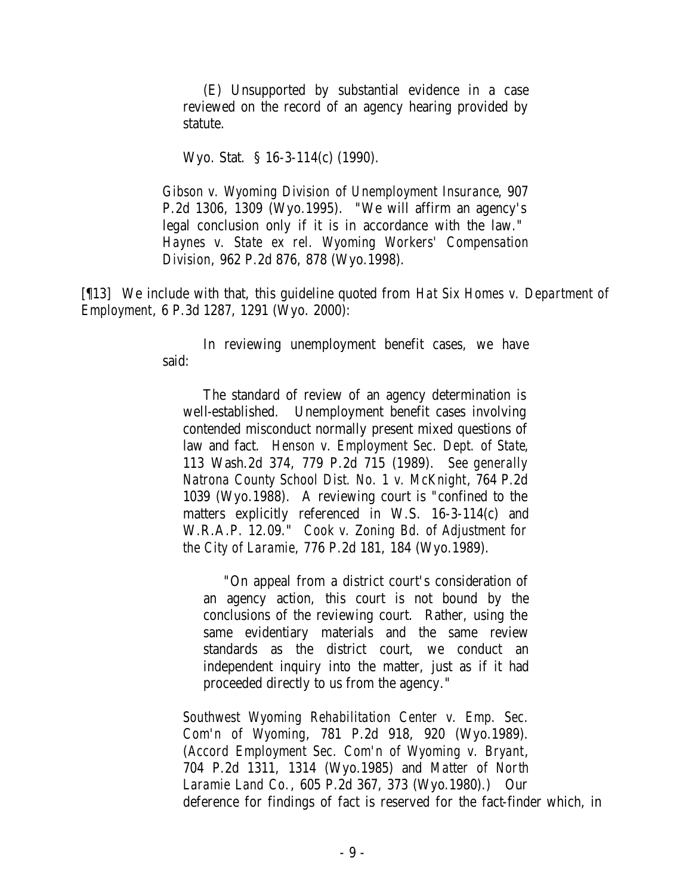(E) Unsupported by substantial evidence in a case reviewed on the record of an agency hearing provided by statute.

Wyo. Stat. § 16-3-114(c) (1990).

*Gibson v. Wyoming Division of Unemployment Insurance*, 907 P.2d 1306, 1309 (Wyo.1995). "We will affirm an agency's legal conclusion only if it is in accordance with the law." *Haynes v. State ex rel. Wyoming Workers' Compensation Division*, 962 P.2d 876, 878 (Wyo.1998).

[¶13] We include with that, this guideline quoted from *Hat Six Homes v. Department of Employment*, 6 P.3d 1287, 1291 (Wyo. 2000):

> In reviewing unemployment benefit cases, we have said:
>
> > The standard of review of an agency determination is well-established. Unemployment benefit cases involving contended misconduct normally present mixed questions of law and fact. *Henson v. Employment Sec. Dept. of State*, 113 Wash.2d 374, 779 P.2d 715 (1989). *See generally Natrona County School Dist. No. 1 v. McKnight*, 764 P.2d 1039 (Wyo.1988). A reviewing court is "confined to the matters explicitly referenced in W.S. 16-3-114(c) and W.R.A.P. 12.09." *Cook v. Zoning Bd. of Adjustment for the City of Laramie*, 776 P.2d 181, 184 (Wyo.1989).
> >
> > > "On appeal from a district court's consideration of an agency action, this court is not bound by the conclusions of the reviewing court. Rather, using the same evidentiary materials and the same review standards as the district court, we conduct an independent inquiry into the matter, just as if it had proceeded directly to us from the agency."
> >
> > *Southwest Wyoming Rehabilitation Center v. Emp. Sec. Com'n of Wyoming*, 781 P.2d 918, 920 (Wyo.1989). (*Accord Employment Sec. Com'n of Wyoming v. Bryant*, 704 P.2d 1311, 1314 (Wyo.1985) and *Matter of North Laramie Land Co.*, 605 P.2d 367, 373 (Wyo.1980).) Our deference for findings of fact is reserved for the fact-finder which, in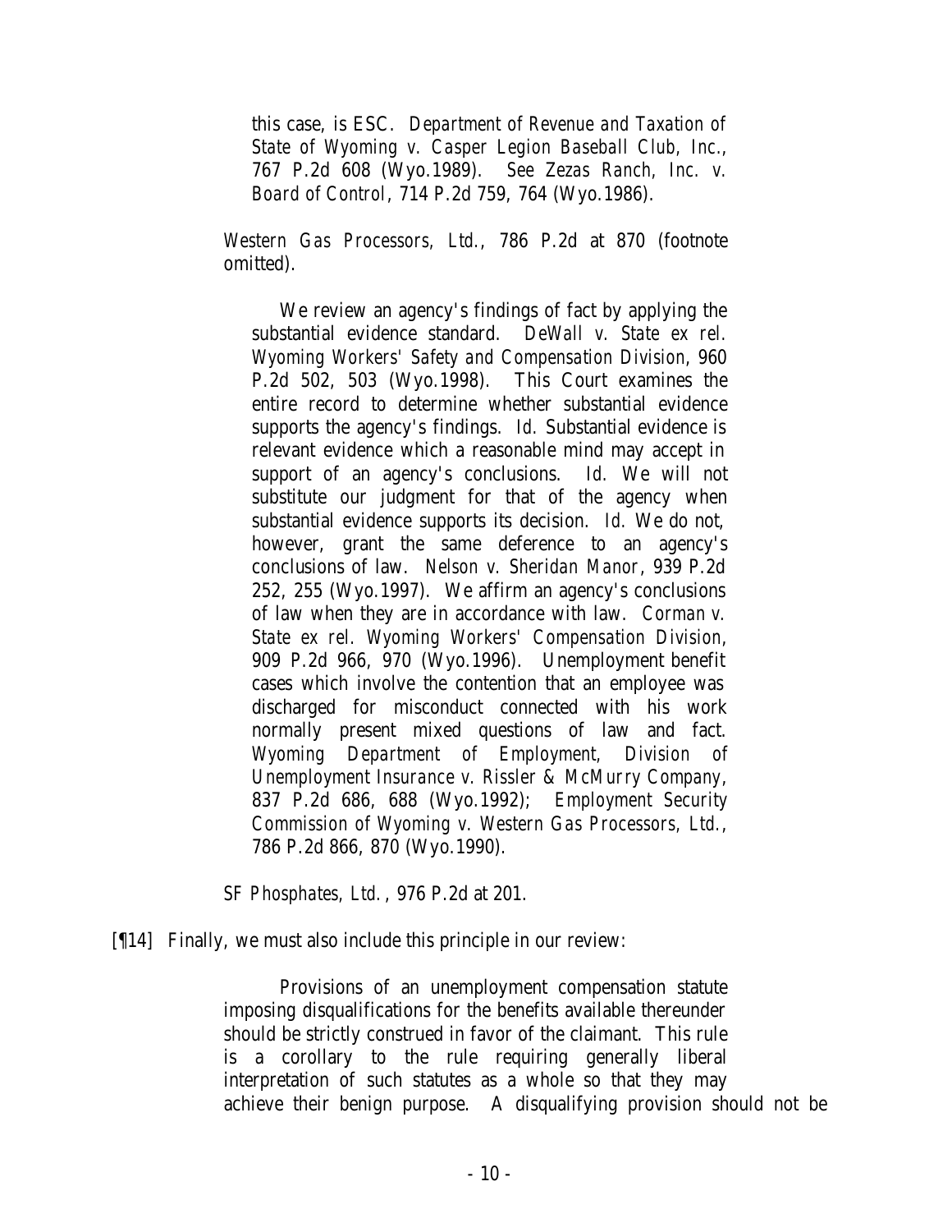> this case, is ESC. *Department of Revenue and Taxation of State of Wyoming v. Casper Legion Baseball Club, Inc.*, 767 P.2d 608 (Wyo.1989). *See Zezas Ranch, Inc. v. Board of Control*, 714 P.2d 759, 764 (Wyo.1986).

*Western Gas Processors, Ltd.*, 786 P.2d at 870 (footnote omitted).

> We review an agency's findings of fact by applying the substantial evidence standard. *DeWall v. State ex rel. Wyoming Workers' Safety and Compensation Division*, 960 P.2d 502, 503 (Wyo.1998). This Court examines the entire record to determine whether substantial evidence supports the agency's findings. *Id.* Substantial evidence is relevant evidence which a reasonable mind may accept in support of an agency's conclusions. *Id.* We will not substitute our judgment for that of the agency when substantial evidence supports its decision. *Id.* We do not, however, grant the same deference to an agency's conclusions of law. *Nelson v. Sheridan Manor*, 939 P.2d 252, 255 (Wyo.1997). We affirm an agency's conclusions of law when they are in accordance with law. *Corman v. State ex rel. Wyoming Workers' Compensation Division*, 909 P.2d 966, 970 (Wyo.1996). Unemployment benefit cases which involve the contention that an employee was discharged for misconduct connected with his work normally present mixed questions of law and fact. *Wyoming Department of Employment, Division of Unemployment Insurance v. Rissler & McMurry Company*, 837 P.2d 686, 688 (Wyo.1992); *Employment Security Commission of Wyoming v. Western Gas Processors, Ltd.*, 786 P.2d 866, 870 (Wyo.1990).

*SF Phosphates, Ltd.*, 976 P.2d at 201.

[¶14] Finally, we must also include this principle in our review:

> Provisions of an unemployment compensation statute imposing disqualifications for the benefits available thereunder should be strictly construed in favor of the claimant. This rule is a corollary to the rule requiring generally liberal interpretation of such statutes as a whole so that they may achieve their benign purpose. A disqualifying provision should not be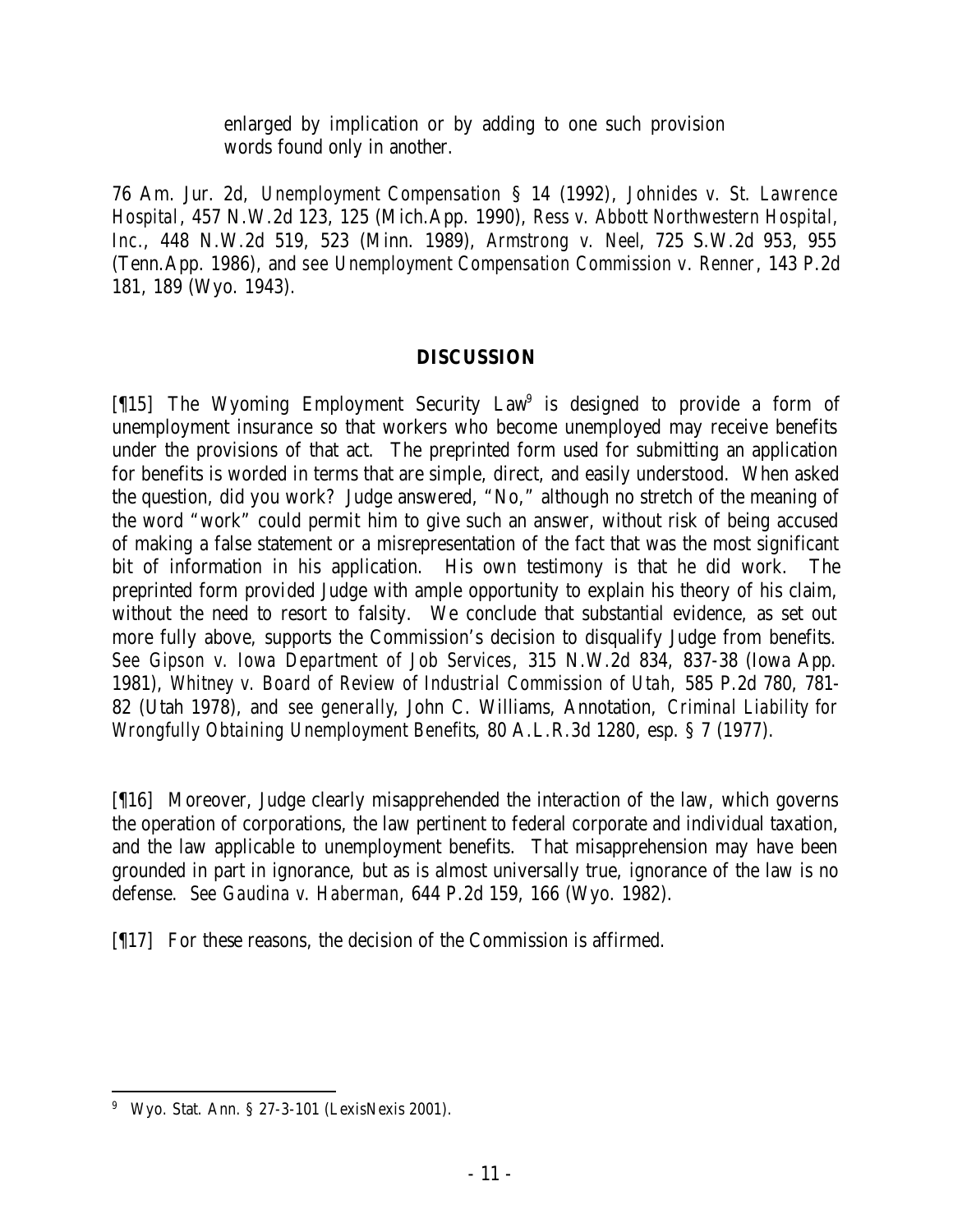> enlarged by implication or by adding to one such provision words found only in another.

76 Am. Jur. 2d, *Unemployment Compensation* § 14 (1992), *Johnides v. St. Lawrence Hospital*, 457 N.W.2d 123, 125 (Mich.App. 1990), *Ress v. Abbott Northwestern Hospital, Inc.*, 448 N.W.2d 519, 523 (Minn. 1989), *Armstrong v. Neel*, 725 S.W.2d 953, 955 (Tenn.App. 1986), and *see Unemployment Compensation Commission v. Renner*, 143 P.2d 181, 189 (Wyo. 1943).

## DISCUSSION

[¶15] The Wyoming Employment Security Law[9] is designed to provide a form of unemployment insurance so that workers who become unemployed may receive benefits under the provisions of that act. The preprinted form used for submitting an application for benefits is worded in terms that are simple, direct, and easily understood. When asked the question, did you work? Judge answered, "No," although no stretch of the meaning of the word "work" could permit him to give such an answer, without risk of being accused of making a false statement or a misrepresentation of the fact that was the most significant bit of information in his application. His own testimony is that he did work. The preprinted form provided Judge with ample opportunity to explain his theory of his claim, without the need to resort to falsity. We conclude that substantial evidence, as set out more fully above, supports the Commission's decision to disqualify Judge from benefits. *See Gipson v. Iowa Department of Job Services*, 315 N.W.2d 834, 837-38 (Iowa App. 1981), *Whitney v. Board of Review of Industrial Commission of Utah,* 585 P.2d 780, 781-82 (Utah 1978), and *see generally*, John C. Williams, Annotation, *Criminal Liability for Wrongfully Obtaining Unemployment Benefits*, 80 A.L.R.3d 1280, esp. § 7 (1977).

[¶16] Moreover, Judge clearly misapprehended the interaction of the law, which governs the operation of corporations, the law pertinent to federal corporate and individual taxation, and the law applicable to unemployment benefits. That misapprehension may have been grounded in part in ignorance, but as is almost universally true, ignorance of the law is no defense. *See Gaudina v. Haberman*, 644 P.2d 159, 166 (Wyo. 1982).

[¶17] For these reasons, the decision of the Commission is affirmed.

---

[9] Wyo. Stat. Ann. § 27-3-101 (LexisNexis 2001).